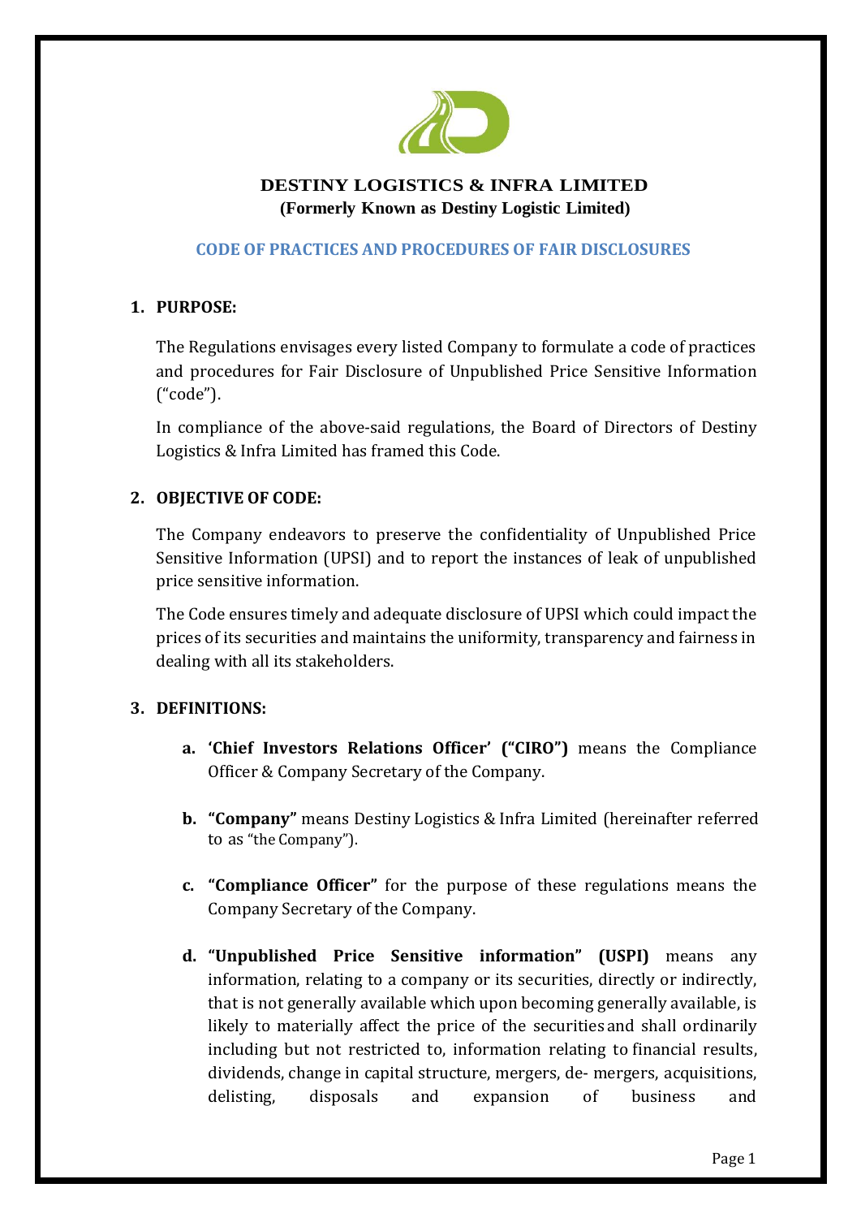# DESTINY LOGISTICS & INFRA LIMITED

**(Formerly Known as Destiny Logistic Limited)**

## CODE OF PRACTICES AND PROCEDURES OF FAIR DISCLOSURES

### 1. PURPOSE:

The Regulations envisages every listed Company to formulate a code of practices and procedures for Fair Disclosure of Unpublished Price Sensitive Information ("code").

In compliance of the above-said regulations, the Board of Directors of Destiny Logistics & Infra Limited has framed this Code.

### 2. OBJECTIVE OF CODE:

The Company endeavors to preserve the confidentiality of Unpublished Price Sensitive Information (UPSI) and to report the instances of leak of unpublished price sensitive information.

The Code ensures timely and adequate disclosure of UPSI which could impact the prices of its securities and maintains the uniformity, transparency and fairness in dealing with all its stakeholders.

### 3. DEFINITIONS:

a. **'Chief Investors Relations Officer' ("CIRO")** means the Compliance Officer & Company Secretary of the Company.

b. **"Company"** means Destiny Logistics & Infra Limited (hereinafter referred to as "the Company").

c. **"Compliance Officer"** for the purpose of these regulations means the Company Secretary of the Company.

d. **"Unpublished Price Sensitive information" (USPI)** means any information, relating to a company or its securities, directly or indirectly, that is not generally available which upon becoming generally available, is likely to materially affect the price of the securities and shall ordinarily including but not restricted to, information relating to financial results, dividends, change in capital structure, mergers, de- mergers, acquisitions, delisting, disposals and expansion of business and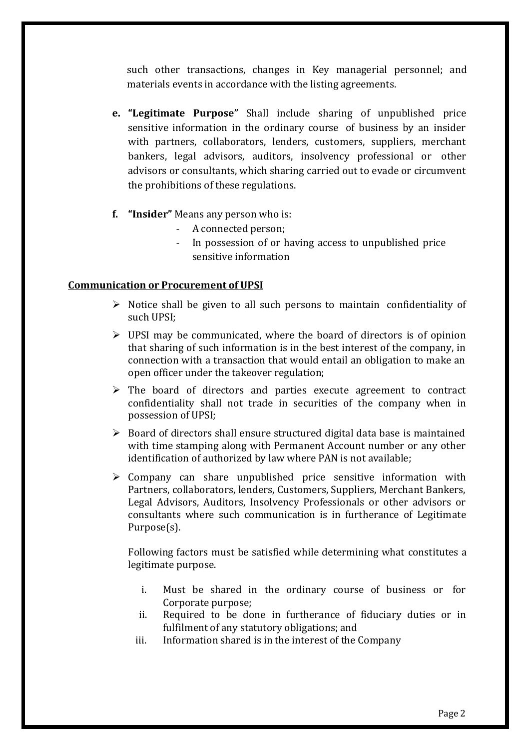such other transactions, changes in Key managerial personnel; and materials events in accordance with the listing agreements.

e. **"Legitimate Purpose"** Shall include sharing of unpublished price sensitive information in the ordinary course of business by an insider with partners, collaborators, lenders, customers, suppliers, merchant bankers, legal advisors, auditors, insolvency professional or other advisors or consultants, which sharing carried out to evade or circumvent the prohibitions of these regulations.

f. **"Insider"** Means any person who is:
   - A connected person;
   - In possession of or having access to unpublished price sensitive information

**Communication or Procurement of UPSI**

- Notice shall be given to all such persons to maintain confidentiality of such UPSI;
- UPSI may be communicated, where the board of directors is of opinion that sharing of such information is in the best interest of the company, in connection with a transaction that would entail an obligation to make an open officer under the takeover regulation;
- The board of directors and parties execute agreement to contract confidentiality shall not trade in securities of the company when in possession of UPSI;
- Board of directors shall ensure structured digital data base is maintained with time stamping along with Permanent Account number or any other identification of authorized by law where PAN is not available;
- Company can share unpublished price sensitive information with Partners, collaborators, lenders, Customers, Suppliers, Merchant Bankers, Legal Advisors, Auditors, Insolvency Professionals or other advisors or consultants where such communication is in furtherance of Legitimate Purpose(s).

  Following factors must be satisfied while determining what constitutes a legitimate purpose.

  i. Must be shared in the ordinary course of business or for Corporate purpose;
  ii. Required to be done in furtherance of fiduciary duties or in fulfilment of any statutory obligations; and
  iii. Information shared is in the interest of the Company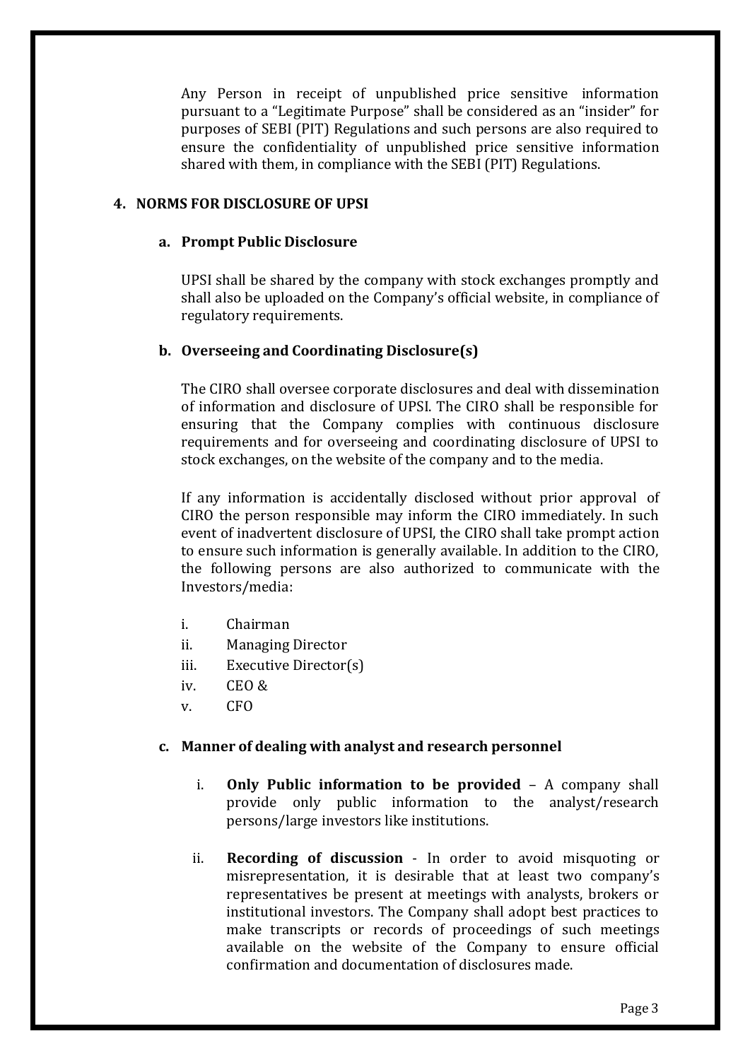Any Person in receipt of unpublished price sensitive information pursuant to a "Legitimate Purpose" shall be considered as an "insider" for purposes of SEBI (PIT) Regulations and such persons are also required to ensure the confidentiality of unpublished price sensitive information shared with them, in compliance with the SEBI (PIT) Regulations.

## 4. NORMS FOR DISCLOSURE OF UPSI

### a. Prompt Public Disclosure

UPSI shall be shared by the company with stock exchanges promptly and shall also be uploaded on the Company's official website, in compliance of regulatory requirements.

### b. Overseeing and Coordinating Disclosure(s)

The CIRO shall oversee corporate disclosures and deal with dissemination of information and disclosure of UPSI. The CIRO shall be responsible for ensuring that the Company complies with continuous disclosure requirements and for overseeing and coordinating disclosure of UPSI to stock exchanges, on the website of the company and to the media.

If any information is accidentally disclosed without prior approval of CIRO the person responsible may inform the CIRO immediately. In such event of inadvertent disclosure of UPSI, the CIRO shall take prompt action to ensure such information is generally available. In addition to the CIRO, the following persons are also authorized to communicate with the Investors/media:

i. Chairman
ii. Managing Director
iii. Executive Director(s)
iv. CEO &
v. CFO

### c. Manner of dealing with analyst and research personnel

i. **Only Public information to be provided** – A company shall provide only public information to the analyst/research persons/large investors like institutions.

ii. **Recording of discussion** - In order to avoid misquoting or misrepresentation, it is desirable that at least two company's representatives be present at meetings with analysts, brokers or institutional investors. The Company shall adopt best practices to make transcripts or records of proceedings of such meetings available on the website of the Company to ensure official confirmation and documentation of disclosures made.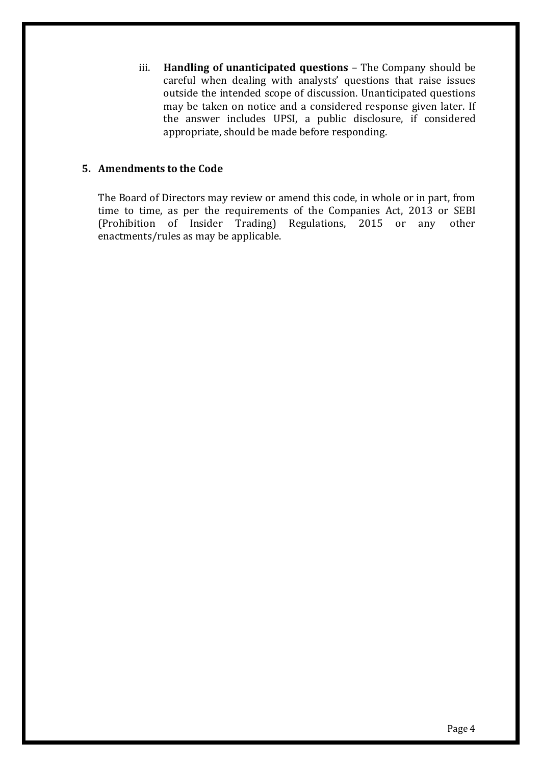iii. **Handling of unanticipated questions** – The Company should be careful when dealing with analysts' questions that raise issues outside the intended scope of discussion. Unanticipated questions may be taken on notice and a considered response given later. If the answer includes UPSI, a public disclosure, if considered appropriate, should be made before responding.

## 5. Amendments to the Code

The Board of Directors may review or amend this code, in whole or in part, from time to time, as per the requirements of the Companies Act, 2013 or SEBI (Prohibition of Insider Trading) Regulations, 2015 or any other enactments/rules as may be applicable.